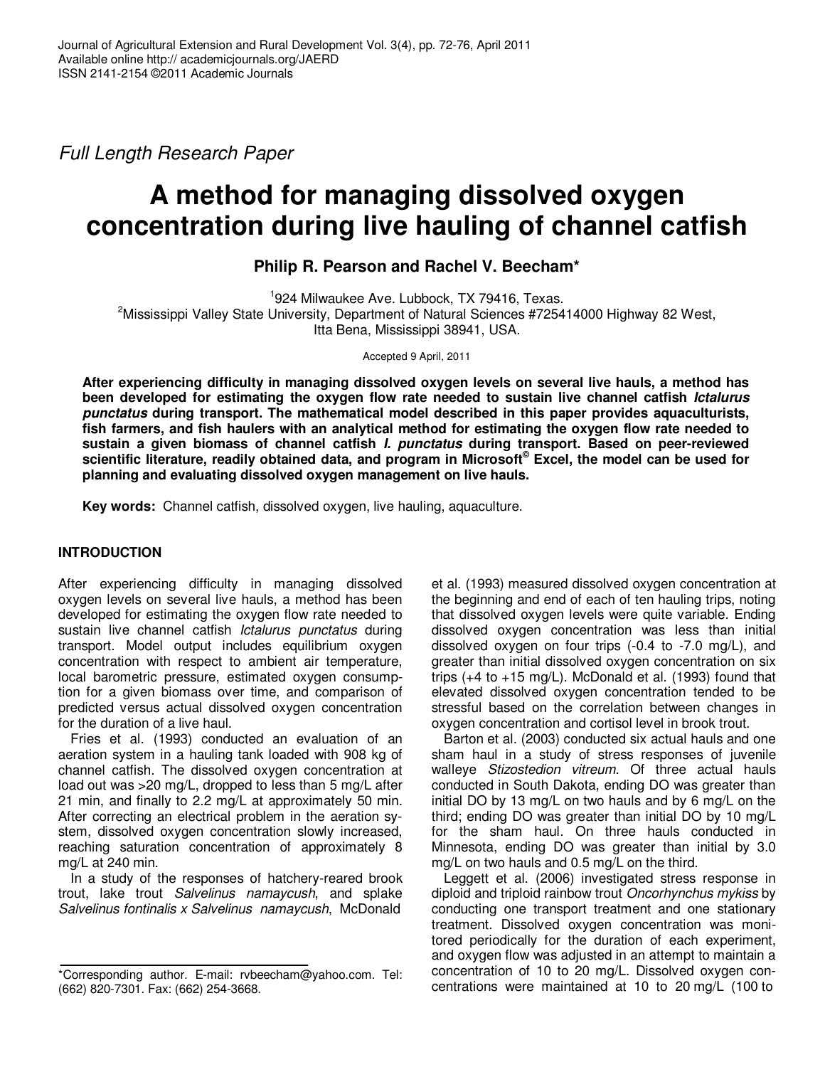*Full Length Research Paper*

# A method for managing dissolved oxygen concentration during live hauling of channel catfish

**Philip R. Pearson and Rachel V. Beecham***

[1]924 Milwaukee Ave. Lubbock, TX 79416, Texas.
[2]Mississippi Valley State University, Department of Natural Sciences #725414000 Highway 82 West, Itta Bena, Mississippi 38941, USA.

Accepted 9 April, 2011

**After experiencing difficulty in managing dissolved oxygen levels on several live hauls, a method has been developed for estimating the oxygen flow rate needed to sustain live channel catfish *Ictalurus punctatus* during transport. The mathematical model described in this paper provides aquaculturists, fish farmers, and fish haulers with an analytical method for estimating the oxygen flow rate needed to sustain a given biomass of channel catfish *I. punctatus* during transport. Based on peer-reviewed scientific literature, readily obtained data, and program in Microsoft© Excel, the model can be used for planning and evaluating dissolved oxygen management on live hauls.**

**Key words:** Channel catfish, dissolved oxygen, live hauling, aquaculture.

## INTRODUCTION

After experiencing difficulty in managing dissolved oxygen levels on several live hauls, a method has been developed for estimating the oxygen flow rate needed to sustain live channel catfish *Ictalurus punctatus* during transport. Model output includes equilibrium oxygen concentration with respect to ambient air temperature, local barometric pressure, estimated oxygen consumption for a given biomass over time, and comparison of predicted versus actual dissolved oxygen concentration for the duration of a live haul.

Fries et al. (1993) conducted an evaluation of an aeration system in a hauling tank loaded with 908 kg of channel catfish. The dissolved oxygen concentration at load out was >20 mg/L, dropped to less than 5 mg/L after 21 min, and finally to 2.2 mg/L at approximately 50 min. After correcting an electrical problem in the aeration system, dissolved oxygen concentration slowly increased, reaching saturation concentration of approximately 8 mg/L at 240 min.

In a study of the responses of hatchery-reared brook trout, lake trout *Salvelinus namaycush*, and splake *Salvelinus fontinalis x Salvelinus namaycush*, McDonald et al. (1993) measured dissolved oxygen concentration at the beginning and end of each of ten hauling trips, noting that dissolved oxygen levels were quite variable. Ending dissolved oxygen concentration was less than initial dissolved oxygen on four trips (-0.4 to -7.0 mg/L), and greater than initial dissolved oxygen concentration on six trips (+4 to +15 mg/L). McDonald et al. (1993) found that elevated dissolved oxygen concentration tended to be stressful based on the correlation between changes in oxygen concentration and cortisol level in brook trout.

Barton et al. (2003) conducted six actual hauls and one sham haul in a study of stress responses of juvenile walleye *Stizostedion vitreum.* Of three actual hauls conducted in South Dakota, ending DO was greater than initial DO by 13 mg/L on two hauls and by 6 mg/L on the third; ending DO was greater than initial DO by 10 mg/L for the sham haul. On three hauls conducted in Minnesota, ending DO was greater than initial by 3.0 mg/L on two hauls and 0.5 mg/L on the third.

Leggett et al. (2006) investigated stress response in diploid and triploid rainbow trout *Oncorhynchus mykiss* by conducting one transport treatment and one stationary treatment. Dissolved oxygen concentration was monitored periodically for the duration of each experiment, and oxygen flow was adjusted in an attempt to maintain a concentration of 10 to 20 mg/L. Dissolved oxygen concentrations were maintained at 10 to 20 mg/L (100 to

*Corresponding author. E-mail: rvbeecham@yahoo.com. Tel: (662) 820-7301. Fax: (662) 254-3668.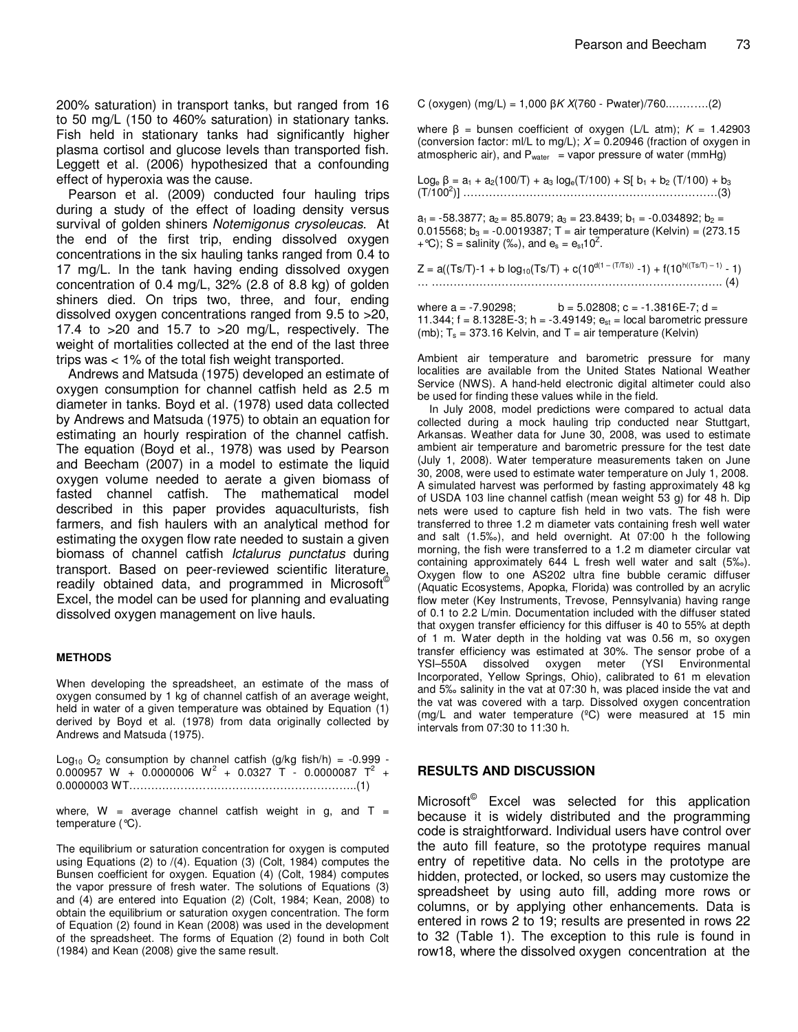200% saturation) in transport tanks, but ranged from 16 to 50 mg/L (150 to 460% saturation) in stationary tanks. Fish held in stationary tanks had significantly higher plasma cortisol and glucose levels than transported fish. Leggett et al. (2006) hypothesized that a confounding effect of hyperoxia was the cause.

Pearson et al. (2009) conducted four hauling trips during a study of the effect of loading density versus survival of golden shiners *Notemigonus crysoleucas*. At the end of the first trip, ending dissolved oxygen concentrations in the six hauling tanks ranged from 0.4 to 17 mg/L. In the tank having ending dissolved oxygen concentration of 0.4 mg/L, 32% (2.8 of 8.8 kg) of golden shiners died. On trips two, three, and four, ending dissolved oxygen concentrations ranged from 9.5 to >20, 17.4 to >20 and 15.7 to >20 mg/L, respectively. The weight of mortalities collected at the end of the last three trips was < 1% of the total fish weight transported.

Andrews and Matsuda (1975) developed an estimate of oxygen consumption for channel catfish held as 2.5 m diameter in tanks. Boyd et al. (1978) used data collected by Andrews and Matsuda (1975) to obtain an equation for estimating an hourly respiration of the channel catfish. The equation (Boyd et al., 1978) was used by Pearson and Beecham (2007) in a model to estimate the liquid oxygen volume needed to aerate a given biomass of fasted channel catfish. The mathematical model described in this paper provides aquaculturists, fish farmers, and fish haulers with an analytical method for estimating the oxygen flow rate needed to sustain a given biomass of channel catfish *Ictalurus punctatus* during transport. Based on peer-reviewed scientific literature, readily obtained data, and programmed in Microsoft© Excel, the model can be used for planning and evaluating dissolved oxygen management on live hauls.

## METHODS

When developing the spreadsheet, an estimate of the mass of oxygen consumed by 1 kg of channel catfish of an average weight, held in water of a given temperature was obtained by Equation (1) derived by Boyd et al. (1978) from data originally collected by Andrews and Matsuda (1975).

$$\text{Log}_{10}\ O_2 \text{ consumption by channel catfish (g/kg fish/h)} = -0.999 - 0.000957\ W + 0.0000006\ W^2 + 0.0327\ T - 0.0000087\ T^2 + 0.0000003\ WT \quad (1)$$

where, W = average channel catfish weight in g, and T = temperature (°C).

The equilibrium or saturation concentration for oxygen is computed using Equations (2) to /(4). Equation (3) (Colt, 1984) computes the Bunsen coefficient for oxygen. Equation (4) (Colt, 1984) computes the vapor pressure of fresh water. The solutions of Equations (3) and (4) are entered into Equation (2) (Colt, 1984; Kean, 2008) to obtain the equilibrium or saturation oxygen concentration. The form of Equation (2) found in Kean (2008) was used in the development of the spreadsheet. The forms of Equation (2) found in both Colt (1984) and Kean (2008) give the same result.

$$C \text{ (oxygen) (mg/L)} = 1{,}000\ \beta K X (760 - P_{water})/760 \quad (2)$$

where $\beta$ = bunsen coefficient of oxygen (L/L atm); $K$ = 1.42903 (conversion factor: ml/L to mg/L); $X$ = 0.20946 (fraction of oxygen in atmospheric air), and $P_{water}$ = vapor pressure of water (mmHg)

$$\text{Log}_e\ \beta = a_1 + a_2(100/T) + a_3 \log_e(T/100) + S[\,b_1 + b_2 (T/100) + b_3 (T/100^2)] \quad (3)$$

$a_1$ = -58.3877; $a_2$ = 85.8079; $a_3$ = 23.8439; $b_1$ = -0.034892; $b_2$ = 0.015568; $b_3$ = -0.0019387; T = air temperature (Kelvin) = (273.15 +°C); S = salinity (‰), and $e_s = e_{st}10^Z$.

$$Z = a((T_s/T)-1 + b \log_{10}(T_s/T) + c(10^{d(1-(T/T_s))} - 1) + f(10^{h((T_s/T)-1)} - 1) \quad (4)$$

where a = -7.90298; b = 5.02808; c = -1.3816E-7; d = 11.344; f = 8.1328E-3; h = -3.49149; $e_{st}$ = local barometric pressure (mb); $T_s$ = 373.16 Kelvin, and T = air temperature (Kelvin)

Ambient air temperature and barometric pressure for many localities are available from the United States National Weather Service (NWS). A hand-held electronic digital altimeter could also be used for finding these values while in the field.

In July 2008, model predictions were compared to actual data collected during a mock hauling trip conducted near Stuttgart, Arkansas. Weather data for June 30, 2008, was used to estimate ambient air temperature and barometric pressure for the test date (July 1, 2008). Water temperature measurements taken on June 30, 2008, were used to estimate water temperature on July 1, 2008. A simulated harvest was performed by fasting approximately 48 kg of USDA 103 line channel catfish (mean weight 53 g) for 48 h. Dip nets were used to capture fish held in two vats. The fish were transferred to three 1.2 m diameter vats containing fresh well water and salt (1.5‰), and held overnight. At 07:00 h the following morning, the fish were transferred to a 1.2 m diameter circular vat containing approximately 644 L fresh well water and salt (5‰). Oxygen flow to one AS202 ultra fine bubble ceramic diffuser (Aquatic Ecosystems, Apopka, Florida) was controlled by an acrylic flow meter (Key Instruments, Trevose, Pennsylvania) having range of 0.1 to 2.2 L/min. Documentation included with the diffuser stated that oxygen transfer efficiency for this diffuser is 40 to 55% at depth of 1 m. Water depth in the holding vat was 0.56 m, so oxygen transfer efficiency was estimated at 30%. The sensor probe of a YSI–550A dissolved oxygen meter (YSI Environmental Incorporated, Yellow Springs, Ohio), calibrated to 61 m elevation and 5‰ salinity in the vat at 07:30 h, was placed inside the vat and the vat was covered with a tarp. Dissolved oxygen concentration (mg/L and water temperature (ºC) were measured at 15 min intervals from 07:30 to 11:30 h.

## RESULTS AND DISCUSSION

Microsoft© Excel was selected for this application because it is widely distributed and the programming code is straightforward. Individual users have control over the auto fill feature, so the prototype requires manual entry of repetitive data. No cells in the prototype are hidden, protected, or locked, so users may customize the spreadsheet by using auto fill, adding more rows or columns, or by applying other enhancements. Data is entered in rows 2 to 19; results are presented in rows 22 to 32 (Table 1). The exception to this rule is found in row18, where the dissolved oxygen concentration at the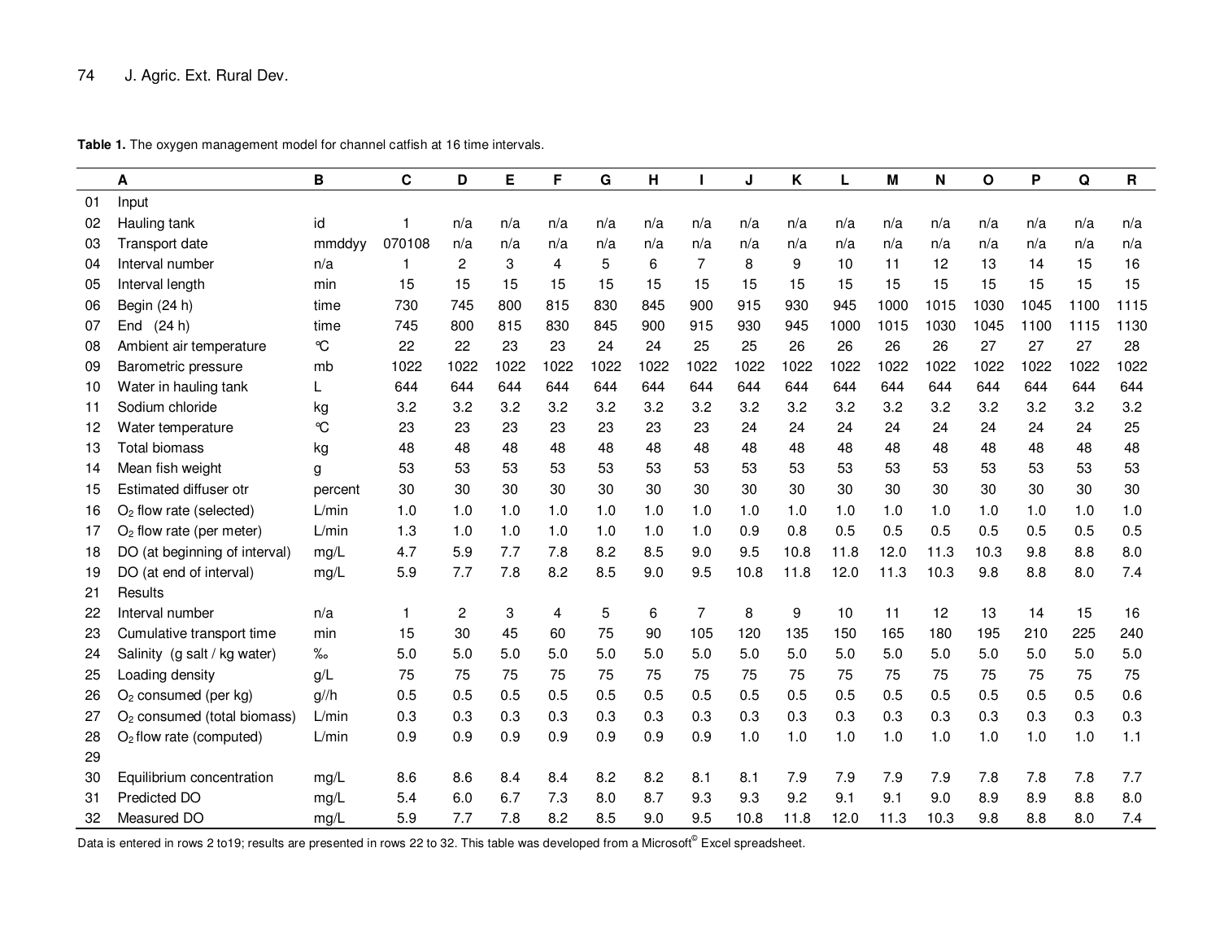**Table 1.** The oxygen management model for channel catfish at 16 time intervals.

| | A | B | C | D | E | F | G | H | I | J | K | L | M | N | O | P | Q | R |
|---|---|---|---|---|---|---|---|---|---|---|---|---|---|---|---|---|---|---|
| 01 | Input | | | | | | | | | | | | | | | | | |
| 02 | Hauling tank | id | 1 | n/a | n/a | n/a | n/a | n/a | n/a | n/a | n/a | n/a | n/a | n/a | n/a | n/a | n/a | n/a |
| 03 | Transport date | mmddyy | 070108 | n/a | n/a | n/a | n/a | n/a | n/a | n/a | n/a | n/a | n/a | n/a | n/a | n/a | n/a | n/a |
| 04 | Interval number | n/a | 1 | 2 | 3 | 4 | 5 | 6 | 7 | 8 | 9 | 10 | 11 | 12 | 13 | 14 | 15 | 16 |
| 05 | Interval length | min | 15 | 15 | 15 | 15 | 15 | 15 | 15 | 15 | 15 | 15 | 15 | 15 | 15 | 15 | 15 | 15 |
| 06 | Begin (24 h) | time | 730 | 745 | 800 | 815 | 830 | 845 | 900 | 915 | 930 | 945 | 1000 | 1015 | 1030 | 1045 | 1100 | 1115 |
| 07 | End (24 h) | time | 745 | 800 | 815 | 830 | 845 | 900 | 915 | 930 | 945 | 1000 | 1015 | 1030 | 1045 | 1100 | 1115 | 1130 |
| 08 | Ambient air temperature | ℃ | 22 | 22 | 23 | 23 | 24 | 24 | 25 | 25 | 26 | 26 | 26 | 26 | 27 | 27 | 27 | 28 |
| 09 | Barometric pressure | mb | 1022 | 1022 | 1022 | 1022 | 1022 | 1022 | 1022 | 1022 | 1022 | 1022 | 1022 | 1022 | 1022 | 1022 | 1022 | 1022 |
| 10 | Water in hauling tank | L | 644 | 644 | 644 | 644 | 644 | 644 | 644 | 644 | 644 | 644 | 644 | 644 | 644 | 644 | 644 | 644 |
| 11 | Sodium chloride | kg | 3.2 | 3.2 | 3.2 | 3.2 | 3.2 | 3.2 | 3.2 | 3.2 | 3.2 | 3.2 | 3.2 | 3.2 | 3.2 | 3.2 | 3.2 | 3.2 |
| 12 | Water temperature | ℃ | 23 | 23 | 23 | 23 | 23 | 23 | 23 | 24 | 24 | 24 | 24 | 24 | 24 | 24 | 24 | 25 |
| 13 | Total biomass | kg | 48 | 48 | 48 | 48 | 48 | 48 | 48 | 48 | 48 | 48 | 48 | 48 | 48 | 48 | 48 | 48 |
| 14 | Mean fish weight | g | 53 | 53 | 53 | 53 | 53 | 53 | 53 | 53 | 53 | 53 | 53 | 53 | 53 | 53 | 53 | 53 |
| 15 | Estimated diffuser otr | percent | 30 | 30 | 30 | 30 | 30 | 30 | 30 | 30 | 30 | 30 | 30 | 30 | 30 | 30 | 30 | 30 |
| 16 | $O_2$ flow rate (selected) | L/min | 1.0 | 1.0 | 1.0 | 1.0 | 1.0 | 1.0 | 1.0 | 1.0 | 1.0 | 1.0 | 1.0 | 1.0 | 1.0 | 1.0 | 1.0 | 1.0 |
| 17 | $O_2$ flow rate (per meter) | L/min | 1.3 | 1.0 | 1.0 | 1.0 | 1.0 | 1.0 | 1.0 | 0.9 | 0.8 | 0.5 | 0.5 | 0.5 | 0.5 | 0.5 | 0.5 | 0.5 |
| 18 | DO (at beginning of interval) | mg/L | 4.7 | 5.9 | 7.7 | 7.8 | 8.2 | 8.5 | 9.0 | 9.5 | 10.8 | 11.8 | 12.0 | 11.3 | 10.3 | 9.8 | 8.8 | 8.0 |
| 19 | DO (at end of interval) | mg/L | 5.9 | 7.7 | 7.8 | 8.2 | 8.5 | 9.0 | 9.5 | 10.8 | 11.8 | 12.0 | 11.3 | 10.3 | 9.8 | 8.8 | 8.0 | 7.4 |
| 21 | Results | | | | | | | | | | | | | | | | | |
| 22 | Interval number | n/a | 1 | 2 | 3 | 4 | 5 | 6 | 7 | 8 | 9 | 10 | 11 | 12 | 13 | 14 | 15 | 16 |
| 23 | Cumulative transport time | min | 15 | 30 | 45 | 60 | 75 | 90 | 105 | 120 | 135 | 150 | 165 | 180 | 195 | 210 | 225 | 240 |
| 24 | Salinity (g salt / kg water) | ‰ | 5.0 | 5.0 | 5.0 | 5.0 | 5.0 | 5.0 | 5.0 | 5.0 | 5.0 | 5.0 | 5.0 | 5.0 | 5.0 | 5.0 | 5.0 | 5.0 |
| 25 | Loading density | g/L | 75 | 75 | 75 | 75 | 75 | 75 | 75 | 75 | 75 | 75 | 75 | 75 | 75 | 75 | 75 | 75 |
| 26 | $O_2$ consumed (per kg) | g//h | 0.5 | 0.5 | 0.5 | 0.5 | 0.5 | 0.5 | 0.5 | 0.5 | 0.5 | 0.5 | 0.5 | 0.5 | 0.5 | 0.5 | 0.5 | 0.6 |
| 27 | $O_2$ consumed (total biomass) | L/min | 0.3 | 0.3 | 0.3 | 0.3 | 0.3 | 0.3 | 0.3 | 0.3 | 0.3 | 0.3 | 0.3 | 0.3 | 0.3 | 0.3 | 0.3 | 0.3 |
| 28 | $O_2$ flow rate (computed) | L/min | 0.9 | 0.9 | 0.9 | 0.9 | 0.9 | 0.9 | 0.9 | 1.0 | 1.0 | 1.0 | 1.0 | 1.0 | 1.0 | 1.0 | 1.0 | 1.1 |
| 29 | | | | | | | | | | | | | | | | | | |
| 30 | Equilibrium concentration | mg/L | 8.6 | 8.6 | 8.4 | 8.4 | 8.2 | 8.2 | 8.1 | 8.1 | 7.9 | 7.9 | 7.9 | 7.9 | 7.8 | 7.8 | 7.8 | 7.7 |
| 31 | Predicted DO | mg/L | 5.4 | 6.0 | 6.7 | 7.3 | 8.0 | 8.7 | 9.3 | 9.3 | 9.2 | 9.1 | 9.1 | 9.0 | 8.9 | 8.9 | 8.8 | 8.0 |
| 32 | Measured DO | mg/L | 5.9 | 7.7 | 7.8 | 8.2 | 8.5 | 9.0 | 9.5 | 10.8 | 11.8 | 12.0 | 11.3 | 10.3 | 9.8 | 8.8 | 8.0 | 7.4 |

Data is entered in rows 2 to19; results are presented in rows 22 to 32. This table was developed from a Microsoft© Excel spreadsheet.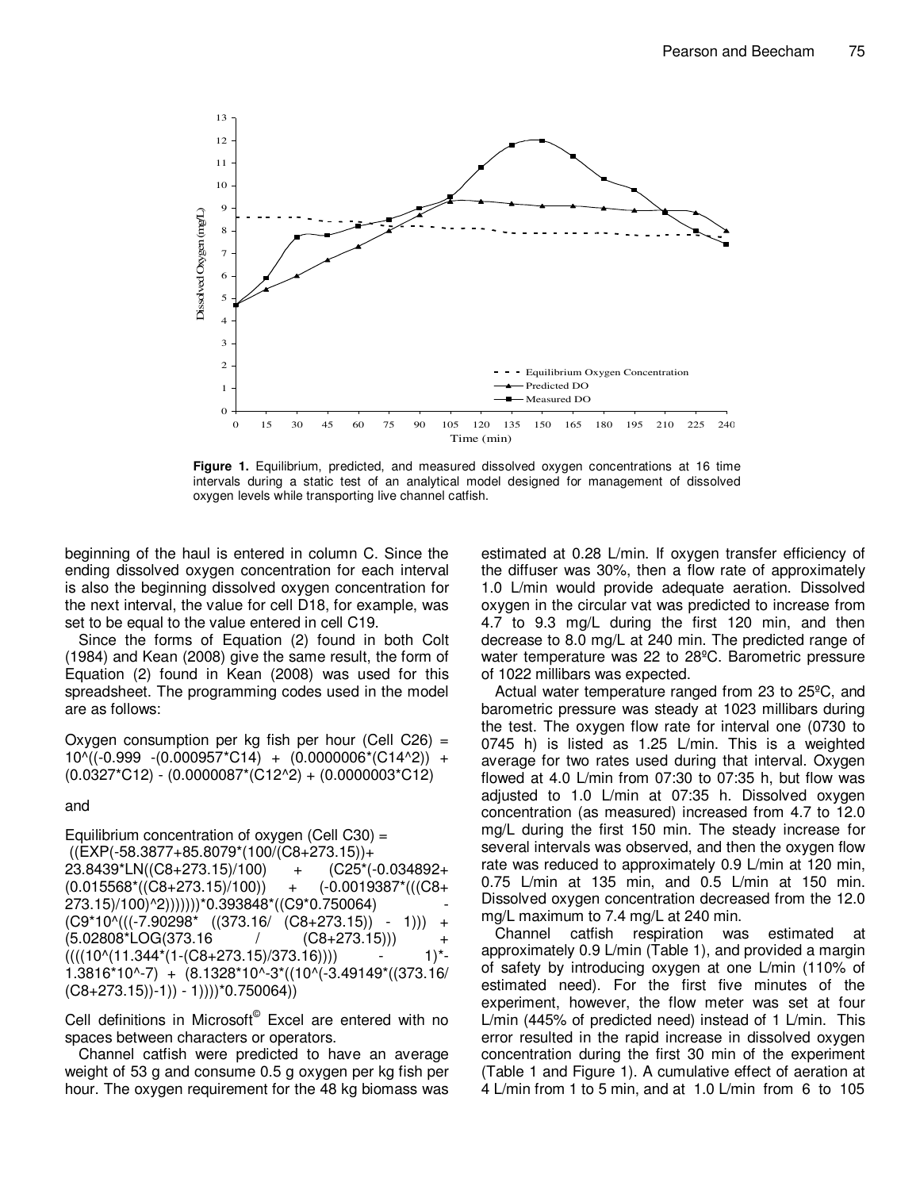**Figure 1.** Equilibrium, predicted, and measured dissolved oxygen concentrations at 16 time intervals during a static test of an analytical model designed for management of dissolved oxygen levels while transporting live channel catfish.

beginning of the haul is entered in column C. Since the ending dissolved oxygen concentration for each interval is also the beginning dissolved oxygen concentration for the next interval, the value for cell D18, for example, was set to be equal to the value entered in cell C19.

Since the forms of Equation (2) found in both Colt (1984) and Kean (2008) give the same result, the form of Equation (2) found in Kean (2008) was used for this spreadsheet. The programming codes used in the model are as follows:

Oxygen consumption per kg fish per hour (Cell C26) = 10^((-0.999 -(0.000957*C14) + (0.0000006*(C14^2)) + (0.0327*C12) - (0.0000087*(C12^2) + (0.0000003*C12)

and

Equilibrium concentration of oxygen (Cell C30) = ((EXP(-58.3877+85.8079*(100/(C8+273.15))+ 23.8439*LN((C8+273.15)/100) + (C25*(-0.034892+ (0.015568*((C8+273.15)/100)) + (-0.0019387*(((C8+ 273.15)/100)^2)))))))*0.393848*((C9*0.750064) - (C9*10^(((-7.90298* ((373.16/ (C8+273.15)) - 1))) + (5.02808*LOG(373.16 / (C8+273.15))) + ((((10^(11.344*(1-(C8+273.15)/373.16)))) - 1)*-1.3816*10^-7) + (8.1328*10^-3*((10^(-3.49149*((373.16/ (C8+273.15))-1)) - 1))))*0.750064))

Cell definitions in Microsoft© Excel are entered with no spaces between characters or operators.

Channel catfish were predicted to have an average weight of 53 g and consume 0.5 g oxygen per kg fish per hour. The oxygen requirement for the 48 kg biomass was estimated at 0.28 L/min. If oxygen transfer efficiency of the diffuser was 30%, then a flow rate of approximately 1.0 L/min would provide adequate aeration. Dissolved oxygen in the circular vat was predicted to increase from 4.7 to 9.3 mg/L during the first 120 min, and then decrease to 8.0 mg/L at 240 min. The predicted range of water temperature was 22 to 28ºC. Barometric pressure of 1022 millibars was expected.

Actual water temperature ranged from 23 to 25ºC, and barometric pressure was steady at 1023 millibars during the test. The oxygen flow rate for interval one (0730 to 0745 h) is listed as 1.25 L/min. This is a weighted average for two rates used during that interval. Oxygen flowed at 4.0 L/min from 07:30 to 07:35 h, but flow was adjusted to 1.0 L/min at 07:35 h. Dissolved oxygen concentration (as measured) increased from 4.7 to 12.0 mg/L during the first 150 min. The steady increase for several intervals was observed, and then the oxygen flow rate was reduced to approximately 0.9 L/min at 120 min, 0.75 L/min at 135 min, and 0.5 L/min at 150 min. Dissolved oxygen concentration decreased from the 12.0 mg/L maximum to 7.4 mg/L at 240 min.

Channel catfish respiration was estimated at approximately 0.9 L/min (Table 1), and provided a margin of safety by introducing oxygen at one L/min (110% of estimated need). For the first five minutes of the experiment, however, the flow meter was set at four L/min (445% of predicted need) instead of 1 L/min. This error resulted in the rapid increase in dissolved oxygen concentration during the first 30 min of the experiment (Table 1 and Figure 1). A cumulative effect of aeration at 4 L/min from 1 to 5 min, and at 1.0 L/min from 6 to 105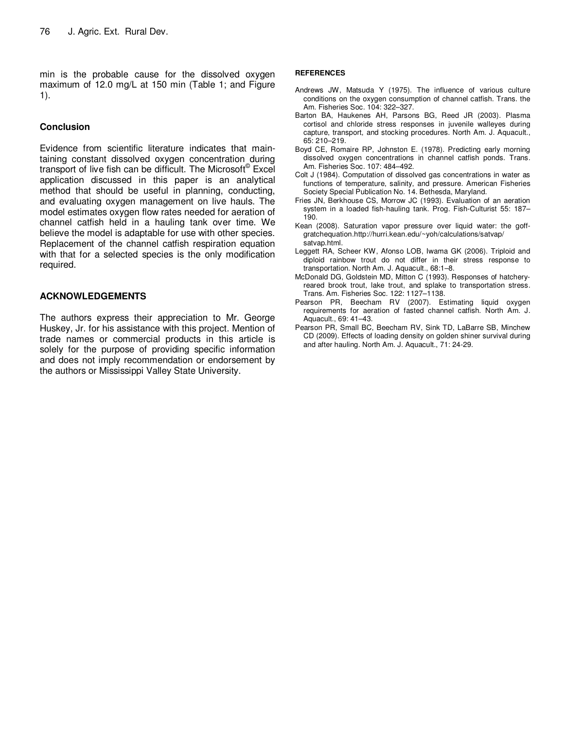min is the probable cause for the dissolved oxygen maximum of 12.0 mg/L at 150 min (Table 1; and Figure 1).

## Conclusion

Evidence from scientific literature indicates that maintaining constant dissolved oxygen concentration during transport of live fish can be difficult. The Microsoft© Excel application discussed in this paper is an analytical method that should be useful in planning, conducting, and evaluating oxygen management on live hauls. The model estimates oxygen flow rates needed for aeration of channel catfish held in a hauling tank over time. We believe the model is adaptable for use with other species. Replacement of the channel catfish respiration equation with that for a selected species is the only modification required.

## ACKNOWLEDGEMENTS

The authors express their appreciation to Mr. George Huskey, Jr. for his assistance with this project. Mention of trade names or commercial products in this article is solely for the purpose of providing specific information and does not imply recommendation or endorsement by the authors or Mississippi Valley State University.

## REFERENCES

Andrews JW, Matsuda Y (1975). The influence of various culture conditions on the oxygen consumption of channel catfish. Trans. the Am. Fisheries Soc. 104: 322–327.

Barton BA, Haukenes AH, Parsons BG, Reed JR (2003). Plasma cortisol and chloride stress responses in juvenile walleyes during capture, transport, and stocking procedures. North Am. J. Aquacult., 65: 210–219.

Boyd CE, Romaire RP, Johnston E. (1978). Predicting early morning dissolved oxygen concentrations in channel catfish ponds. Trans. Am. Fisheries Soc. 107: 484–492.

Colt J (1984). Computation of dissolved gas concentrations in water as functions of temperature, salinity, and pressure. American Fisheries Society Special Publication No. 14. Bethesda, Maryland.

Fries JN, Berkhouse CS, Morrow JC (1993). Evaluation of an aeration system in a loaded fish-hauling tank. Prog. Fish-Culturist 55: 187–190.

Kean (2008). Saturation vapor pressure over liquid water: the goff-gratchequation.http://hurri.kean.edu/~yoh/calculations/satvap/satvap.html.

Leggett RA, Scheer KW, Afonso LOB, Iwama GK (2006). Triploid and diploid rainbow trout do not differ in their stress response to transportation. North Am. J. Aquacult., 68:1–8.

McDonald DG, Goldstein MD, Mitton C (1993). Responses of hatchery-reared brook trout, lake trout, and splake to transportation stress. Trans. Am. Fisheries Soc. 122: 1127–1138.

Pearson PR, Beecham RV (2007). Estimating liquid oxygen requirements for aeration of fasted channel catfish. North Am. J. Aquacult., 69: 41–43.

Pearson PR, Small BC, Beecham RV, Sink TD, LaBarre SB, Minchew CD (2009). Effects of loading density on golden shiner survival during and after hauling. North Am. J. Aquacult., 71: 24-29.